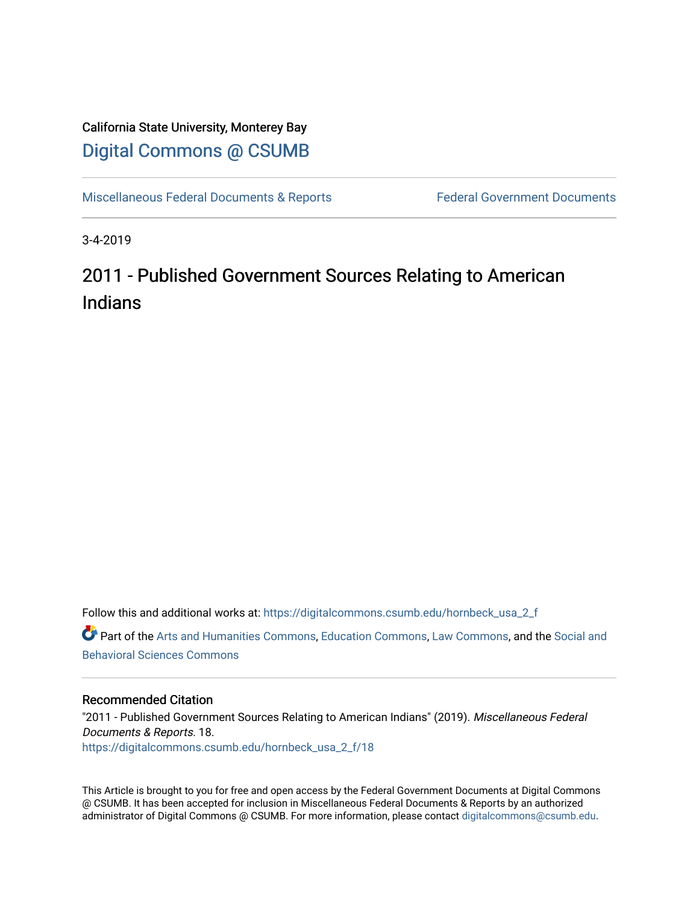California State University, Monterey Bay

[Digital Commons @ CSUMB](https://digitalcommons.csumb.edu/)

[Miscellaneous Federal Documents & Reports](https://digitalcommons.csumb.edu/hornbeck_usa_2_f) | [Federal Government Documents](https://digitalcommons.csumb.edu/hornbeck_usa_2)

3-4-2019

# 2011 - Published Government Sources Relating to American Indians

Follow this and additional works at: https://digitalcommons.csumb.edu/hornbeck_usa_2_f

Part of the Arts and Humanities Commons, Education Commons, Law Commons, and the Social and Behavioral Sciences Commons

## Recommended Citation

"2011 - Published Government Sources Relating to American Indians" (2019). *Miscellaneous Federal Documents & Reports*. 18.
https://digitalcommons.csumb.edu/hornbeck_usa_2_f/18

This Article is brought to you for free and open access by the Federal Government Documents at Digital Commons @ CSUMB. It has been accepted for inclusion in Miscellaneous Federal Documents & Reports by an authorized administrator of Digital Commons @ CSUMB. For more information, please contact digitalcommons@csumb.edu.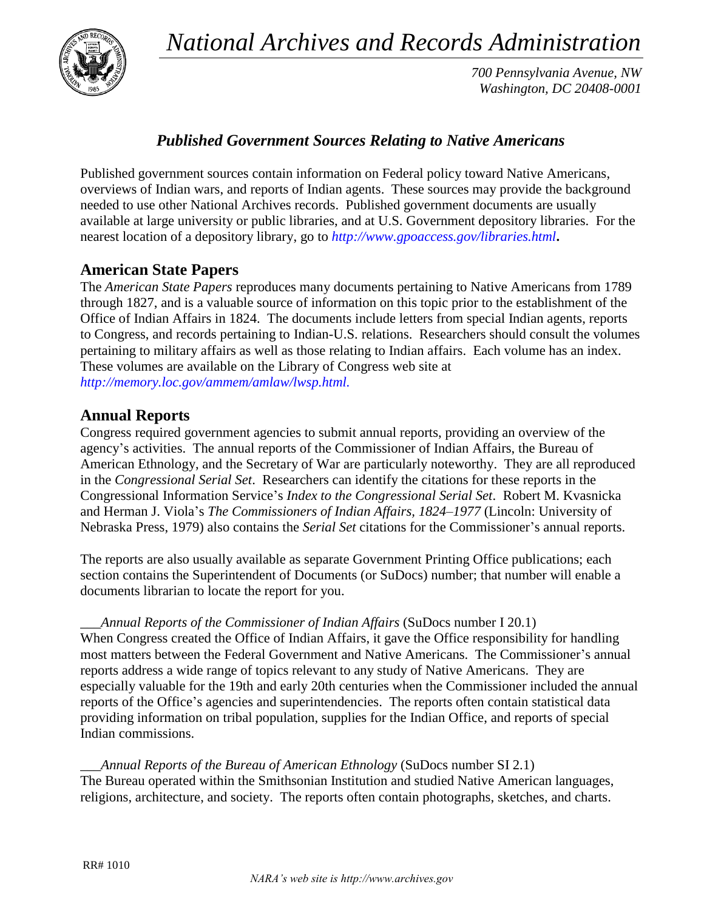# National Archives and Records Administration

*700 Pennsylvania Avenue, NW*
*Washington, DC 20408-0001*

## *Published Government Sources Relating to Native Americans*

Published government sources contain information on Federal policy toward Native Americans, overviews of Indian wars, and reports of Indian agents. These sources may provide the background needed to use other National Archives records. Published government documents are usually available at large university or public libraries, and at U.S. Government depository libraries. For the nearest location of a depository library, go to *http://www.gpoaccess.gov/libraries.html*.

## American State Papers

The *American State Papers* reproduces many documents pertaining to Native Americans from 1789 through 1827, and is a valuable source of information on this topic prior to the establishment of the Office of Indian Affairs in 1824. The documents include letters from special Indian agents, reports to Congress, and records pertaining to Indian-U.S. relations. Researchers should consult the volumes pertaining to military affairs as well as those relating to Indian affairs. Each volume has an index. These volumes are available on the Library of Congress web site at *http://memory.loc.gov/ammem/amlaw/lwsp.html.*

## Annual Reports

Congress required government agencies to submit annual reports, providing an overview of the agency's activities. The annual reports of the Commissioner of Indian Affairs, the Bureau of American Ethnology, and the Secretary of War are particularly noteworthy. They are all reproduced in the *Congressional Serial Set*. Researchers can identify the citations for these reports in the Congressional Information Service's *Index to the Congressional Serial Set*. Robert M. Kvasnicka and Herman J. Viola's *The Commissioners of Indian Affairs, 1824–1977* (Lincoln: University of Nebraska Press, 1979) also contains the *Serial Set* citations for the Commissioner's annual reports.

The reports are also usually available as separate Government Printing Office publications; each section contains the Superintendent of Documents (or SuDocs) number; that number will enable a documents librarian to locate the report for you.

___*Annual Reports of the Commissioner of Indian Affairs* (SuDocs number I 20.1)
When Congress created the Office of Indian Affairs, it gave the Office responsibility for handling most matters between the Federal Government and Native Americans. The Commissioner's annual reports address a wide range of topics relevant to any study of Native Americans. They are especially valuable for the 19th and early 20th centuries when the Commissioner included the annual reports of the Office's agencies and superintendencies. The reports often contain statistical data providing information on tribal population, supplies for the Indian Office, and reports of special Indian commissions.

___*Annual Reports of the Bureau of American Ethnology* (SuDocs number SI 2.1)
The Bureau operated within the Smithsonian Institution and studied Native American languages, religions, architecture, and society. The reports often contain photographs, sketches, and charts.

RR# 1010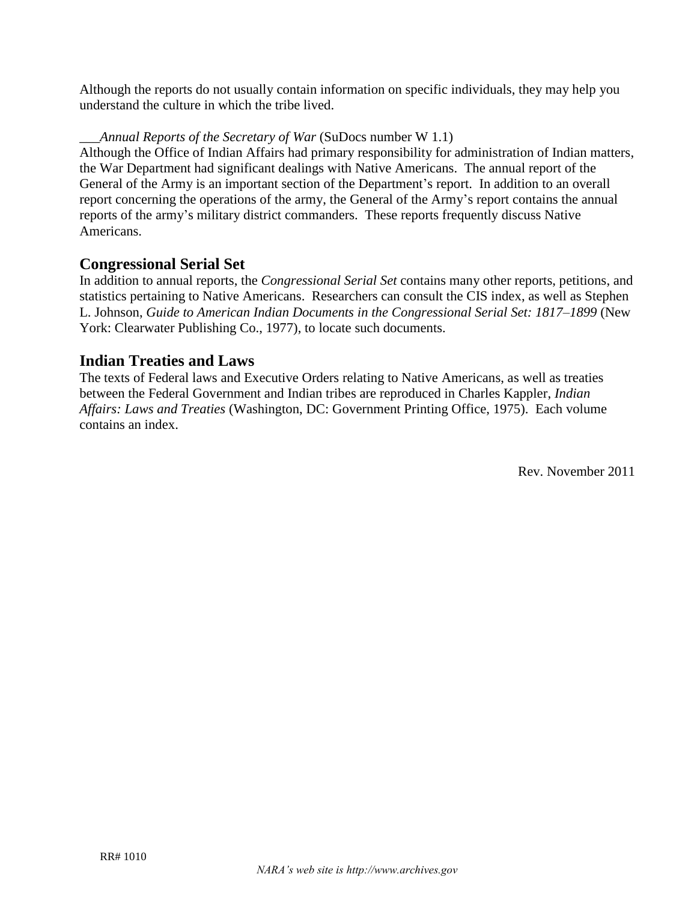Although the reports do not usually contain information on specific individuals, they may help you understand the culture in which the tribe lived.

___*Annual Reports of the Secretary of War* (SuDocs number W 1.1)
Although the Office of Indian Affairs had primary responsibility for administration of Indian matters, the War Department had significant dealings with Native Americans. The annual report of the General of the Army is an important section of the Department's report. In addition to an overall report concerning the operations of the army, the General of the Army's report contains the annual reports of the army's military district commanders. These reports frequently discuss Native Americans.

## Congressional Serial Set

In addition to annual reports, the *Congressional Serial Set* contains many other reports, petitions, and statistics pertaining to Native Americans. Researchers can consult the CIS index, as well as Stephen L. Johnson, *Guide to American Indian Documents in the Congressional Serial Set: 1817–1899* (New York: Clearwater Publishing Co., 1977), to locate such documents.

## Indian Treaties and Laws

The texts of Federal laws and Executive Orders relating to Native Americans, as well as treaties between the Federal Government and Indian tribes are reproduced in Charles Kappler, *Indian Affairs: Laws and Treaties* (Washington, DC: Government Printing Office, 1975). Each volume contains an index.

Rev. November 2011

RR# 1010